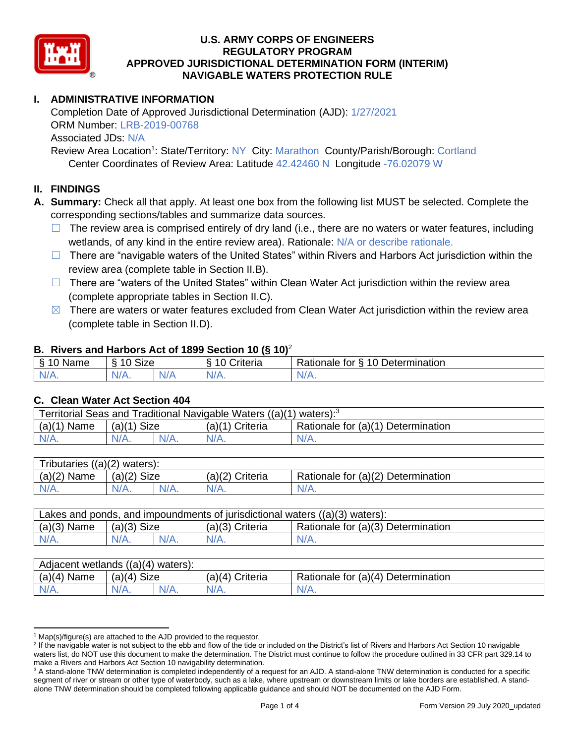# U.S. ARMY CORPS OF ENGINEERS
# REGULATORY PROGRAM
# APPROVED JURISDICTIONAL DETERMINATION FORM (INTERIM)
# NAVIGABLE WATERS PROTECTION RULE

## I. ADMINISTRATIVE INFORMATION

Completion Date of Approved Jurisdictional Determination (AJD): 1/27/2021
ORM Number: LRB-2019-00768
Associated JDs: N/A
Review Area Location[1]: State/Territory: NY City: Marathon County/Parish/Borough: Cortland
Center Coordinates of Review Area: Latitude 42.42460 N Longitude -76.02079 W

## II. FINDINGS

**A. Summary:** Check all that apply. At least one box from the following list MUST be selected. Complete the corresponding sections/tables and summarize data sources.

- ☐ The review area is comprised entirely of dry land (i.e., there are no waters or water features, including wetlands, of any kind in the entire review area). Rationale: N/A or describe rationale.
- ☐ There are "navigable waters of the United States" within Rivers and Harbors Act jurisdiction within the review area (complete table in Section II.B).
- ☐ There are "waters of the United States" within Clean Water Act jurisdiction within the review area (complete appropriate tables in Section II.C).
- ☒ There are waters or water features excluded from Clean Water Act jurisdiction within the review area (complete table in Section II.D).

### B. Rivers and Harbors Act of 1899 Section 10 (§ 10)[2]

| § 10 Name | § 10 Size | | § 10 Criteria | Rationale for § 10 Determination |
|---|---|---|---|---|
| N/A. | N/A. | N/A | N/A. | N/A. |

### C. Clean Water Act Section 404

| Territorial Seas and Traditional Navigable Waters ((a)(1) waters):[3] | | | | |
|---|---|---|---|---|
| (a)(1) Name | (a)(1) Size | | (a)(1) Criteria | Rationale for (a)(1) Determination |
| N/A. | N/A. | N/A. | N/A. | N/A. |

| Tributaries ((a)(2) waters): | | | | |
|---|---|---|---|---|
| (a)(2) Name | (a)(2) Size | | (a)(2) Criteria | Rationale for (a)(2) Determination |
| N/A. | N/A. | N/A. | N/A. | N/A. |

| Lakes and ponds, and impoundments of jurisdictional waters ((a)(3) waters): | | | | |
|---|---|---|---|---|
| (a)(3) Name | (a)(3) Size | | (a)(3) Criteria | Rationale for (a)(3) Determination |
| N/A. | N/A. | N/A. | N/A. | N/A. |

| Adjacent wetlands ((a)(4) waters): | | | | |
|---|---|---|---|---|
| (a)(4) Name | (a)(4) Size | | (a)(4) Criteria | Rationale for (a)(4) Determination |
| N/A. | N/A. | N/A. | N/A. | N/A. |

---

[1] Map(s)/figure(s) are attached to the AJD provided to the requestor.

[2] If the navigable water is not subject to the ebb and flow of the tide or included on the District's list of Rivers and Harbors Act Section 10 navigable waters list, do NOT use this document to make the determination. The District must continue to follow the procedure outlined in 33 CFR part 329.14 to make a Rivers and Harbors Act Section 10 navigability determination.

[3] A stand-alone TNW determination is completed independently of a request for an AJD. A stand-alone TNW determination is conducted for a specific segment of river or stream or other type of waterbody, such as a lake, where upstream or downstream limits or lake borders are established. A stand-alone TNW determination should be completed following applicable guidance and should NOT be documented on the AJD Form.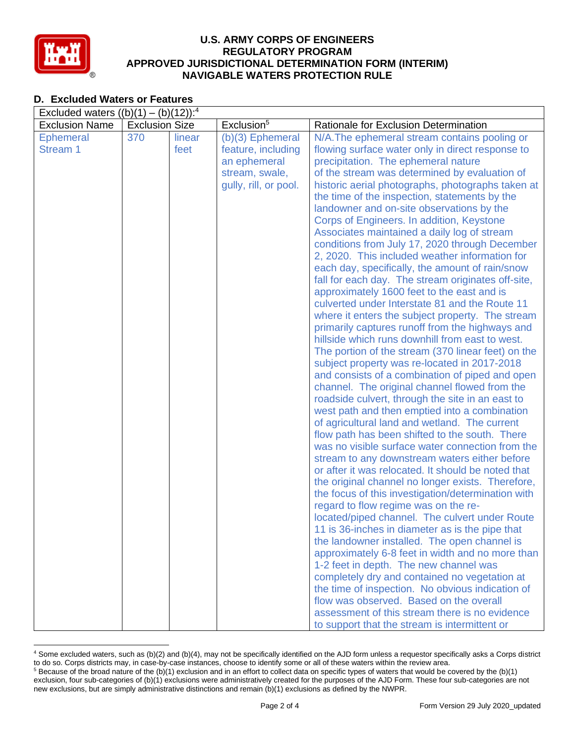## D. Excluded Waters or Features

| Excluded waters ((b)(1) – (b)(12)):[4] | | | | |
|---|---|---|---|---|
| Exclusion Name | Exclusion Size | | Exclusion[5] | Rationale for Exclusion Determination |
| Ephemeral Stream 1 | 370 | linear feet | (b)(3) Ephemeral feature, including an ephemeral stream, swale, gully, rill, or pool. | N/A.The ephemeral stream contains pooling or flowing surface water only in direct response to precipitation. The ephemeral nature of the stream was determined by evaluation of historic aerial photographs, photographs taken at the time of the inspection, statements by the landowner and on-site observations by the Corps of Engineers. In addition, Keystone Associates maintained a daily log of stream conditions from July 17, 2020 through December 2, 2020. This included weather information for each day, specifically, the amount of rain/snow fall for each day. The stream originates off-site, approximately 1600 feet to the east and is culverted under Interstate 81 and the Route 11 where it enters the subject property. The stream primarily captures runoff from the highways and hillside which runs downhill from east to west. The portion of the stream (370 linear feet) on the subject property was re-located in 2017-2018 and consists of a combination of piped and open channel. The original channel flowed from the roadside culvert, through the site in an east to west path and then emptied into a combination of agricultural land and wetland. The current flow path has been shifted to the south. There was no visible surface water connection from the stream to any downstream waters either before or after it was relocated. It should be noted that the original channel no longer exists. Therefore, the focus of this investigation/determination with regard to flow regime was on the re-located/piped channel. The culvert under Route 11 is 36-inches in diameter as is the pipe that the landowner installed. The open channel is approximately 6-8 feet in width and no more than 1-2 feet in depth. The new channel was completely dry and contained no vegetation at the time of inspection. No obvious indication of flow was observed. Based on the overall assessment of this stream there is no evidence to support that the stream is intermittent or |

[4] Some excluded waters, such as (b)(2) and (b)(4), may not be specifically identified on the AJD form unless a requestor specifically asks a Corps district to do so. Corps districts may, in case-by-case instances, choose to identify some or all of these waters within the review area.

[5] Because of the broad nature of the (b)(1) exclusion and in an effort to collect data on specific types of waters that would be covered by the (b)(1) exclusion, four sub-categories of (b)(1) exclusions were administratively created for the purposes of the AJD Form. These four sub-categories are not new exclusions, but are simply administrative distinctions and remain (b)(1) exclusions as defined by the NWPR.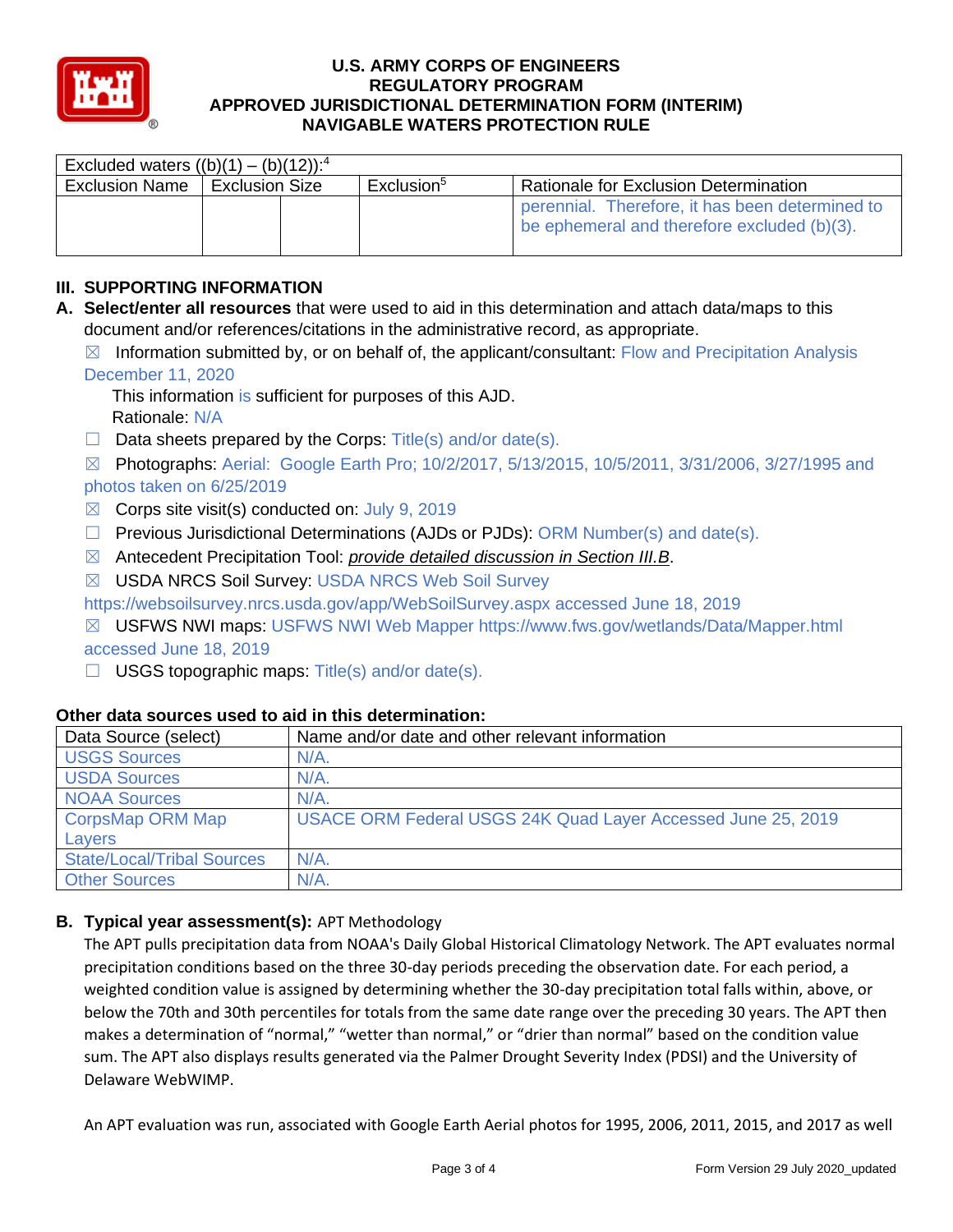| Excluded waters ((b)(1) – (b)(12)):[4] | | | |
|---|---|---|---|
| Exclusion Name | Exclusion Size | Exclusion[5] | Rationale for Exclusion Determination |
| | | | perennial. Therefore, it has been determined to be ephemeral and therefore excluded (b)(3). |

## III. SUPPORTING INFORMATION

**A. Select/enter all resources** that were used to aid in this determination and attach data/maps to this document and/or references/citations in the administrative record, as appropriate.

☒ Information submitted by, or on behalf of, the applicant/consultant: Flow and Precipitation Analysis December 11, 2020

This information is sufficient for purposes of this AJD.
Rationale: N/A

☐ Data sheets prepared by the Corps: Title(s) and/or date(s).

☒ Photographs: Aerial: Google Earth Pro; 10/2/2017, 5/13/2015, 10/5/2011, 3/31/2006, 3/27/1995 and photos taken on 6/25/2019

☒ Corps site visit(s) conducted on: July 9, 2019

☐ Previous Jurisdictional Determinations (AJDs or PJDs): ORM Number(s) and date(s).

☒ Antecedent Precipitation Tool: *provide detailed discussion in Section III.B*.

☒ USDA NRCS Soil Survey: USDA NRCS Web Soil Survey https://websoilsurvey.nrcs.usda.gov/app/WebSoilSurvey.aspx accessed June 18, 2019

☒ USFWS NWI maps: USFWS NWI Web Mapper https://www.fws.gov/wetlands/Data/Mapper.html accessed June 18, 2019

☐ USGS topographic maps: Title(s) and/or date(s).

### Other data sources used to aid in this determination:

| Data Source (select) | Name and/or date and other relevant information |
|---|---|
| USGS Sources | N/A. |
| USDA Sources | N/A. |
| NOAA Sources | N/A. |
| CorpsMap ORM Map Layers | USACE ORM Federal USGS 24K Quad Layer Accessed June 25, 2019 |
| State/Local/Tribal Sources | N/A. |
| Other Sources | N/A. |

**B. Typical year assessment(s):** APT Methodology

The APT pulls precipitation data from NOAA's Daily Global Historical Climatology Network. The APT evaluates normal precipitation conditions based on the three 30-day periods preceding the observation date. For each period, a weighted condition value is assigned by determining whether the 30-day precipitation total falls within, above, or below the 70th and 30th percentiles for totals from the same date range over the preceding 30 years. The APT then makes a determination of "normal," "wetter than normal," or "drier than normal" based on the condition value sum. The APT also displays results generated via the Palmer Drought Severity Index (PDSI) and the University of Delaware WebWIMP.

An APT evaluation was run, associated with Google Earth Aerial photos for 1995, 2006, 2011, 2015, and 2017 as well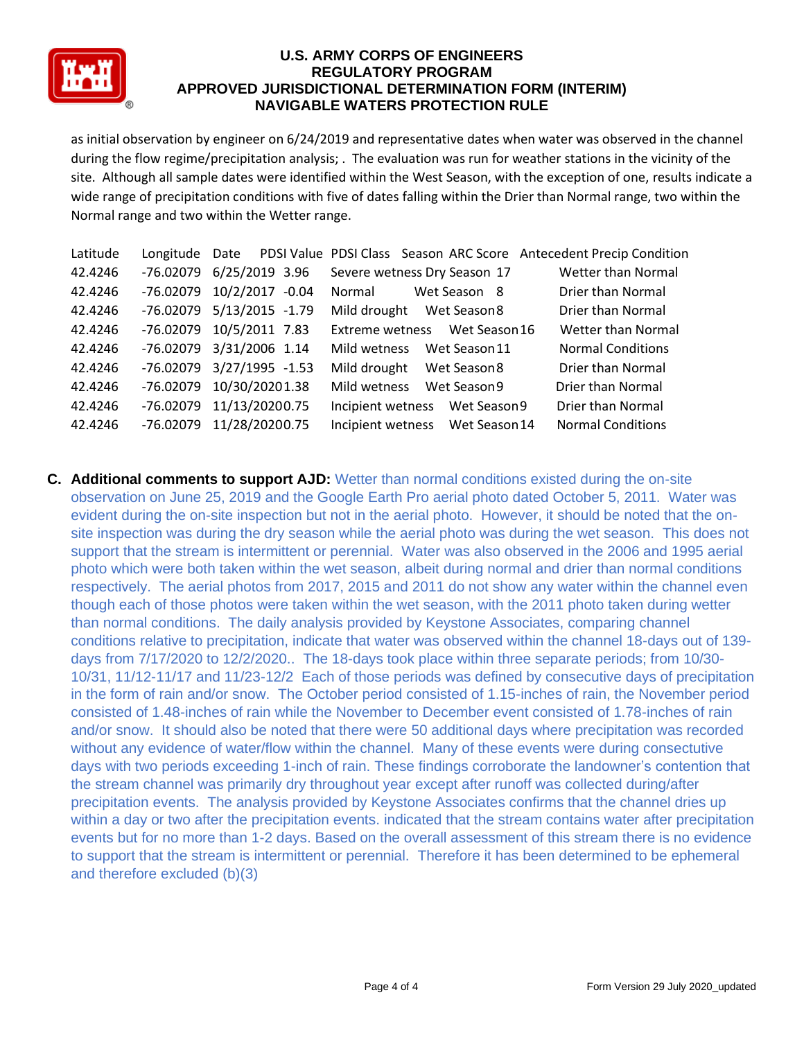as initial observation by engineer on 6/24/2019 and representative dates when water was observed in the channel during the flow regime/precipitation analysis; . The evaluation was run for weather stations in the vicinity of the site. Although all sample dates were identified within the West Season, with the exception of one, results indicate a wide range of precipitation conditions with five of dates falling within the Drier than Normal range, two within the Normal range and two within the Wetter range.

| Latitude | Longitude | Date | PDSI Value | PDSI Class | Season | ARC Score | Antecedent Precip Condition |
|---|---|---|---|---|---|---|---|
| 42.4246 | -76.02079 | 6/25/2019 | 3.96 | Severe wetness | Dry Season | 17 | Wetter than Normal |
| 42.4246 | -76.02079 | 10/2/2017 | -0.04 | Normal | Wet Season | 8 | Drier than Normal |
| 42.4246 | -76.02079 | 5/13/2015 | -1.79 | Mild drought | Wet Season | 8 | Drier than Normal |
| 42.4246 | -76.02079 | 10/5/2011 | 7.83 | Extreme wetness | Wet Season | 16 | Wetter than Normal |
| 42.4246 | -76.02079 | 3/31/2006 | 1.14 | Mild wetness | Wet Season | 11 | Normal Conditions |
| 42.4246 | -76.02079 | 3/27/1995 | -1.53 | Mild drought | Wet Season | 8 | Drier than Normal |
| 42.4246 | -76.02079 | 10/30/2020 | 1.38 | Mild wetness | Wet Season | 9 | Drier than Normal |
| 42.4246 | -76.02079 | 11/13/2020 | 0.75 | Incipient wetness | Wet Season | 9 | Drier than Normal |
| 42.4246 | -76.02079 | 11/28/2020 | 0.75 | Incipient wetness | Wet Season | 14 | Normal Conditions |

**C. Additional comments to support AJD:** Wetter than normal conditions existed during the on-site observation on June 25, 2019 and the Google Earth Pro aerial photo dated October 5, 2011. Water was evident during the on-site inspection but not in the aerial photo. However, it should be noted that the on-site inspection was during the dry season while the aerial photo was during the wet season. This does not support that the stream is intermittent or perennial. Water was also observed in the 2006 and 1995 aerial photo which were both taken within the wet season, albeit during normal and drier than normal conditions respectively. The aerial photos from 2017, 2015 and 2011 do not show any water within the channel even though each of those photos were taken within the wet season, with the 2011 photo taken during wetter than normal conditions. The daily analysis provided by Keystone Associates, comparing channel conditions relative to precipitation, indicate that water was observed within the channel 18-days out of 139-days from 7/17/2020 to 12/2/2020.. The 18-days took place within three separate periods; from 10/30-10/31, 11/12-11/17 and 11/23-12/2 Each of those periods was defined by consecutive days of precipitation in the form of rain and/or snow. The October period consisted of 1.15-inches of rain, the November period consisted of 1.48-inches of rain while the November to December event consisted of 1.78-inches of rain and/or snow. It should also be noted that there were 50 additional days where precipitation was recorded without any evidence of water/flow within the channel. Many of these events were during consecutive days with two periods exceeding 1-inch of rain. These findings corroborate the landowner's contention that the stream channel was primarily dry throughout year except after runoff was collected during/after precipitation events. The analysis provided by Keystone Associates confirms that the channel dries up within a day or two after the precipitation events. indicated that the stream contains water after precipitation events but for no more than 1-2 days. Based on the overall assessment of this stream there is no evidence to support that the stream is intermittent or perennial. Therefore it has been determined to be ephemeral and therefore excluded (b)(3)